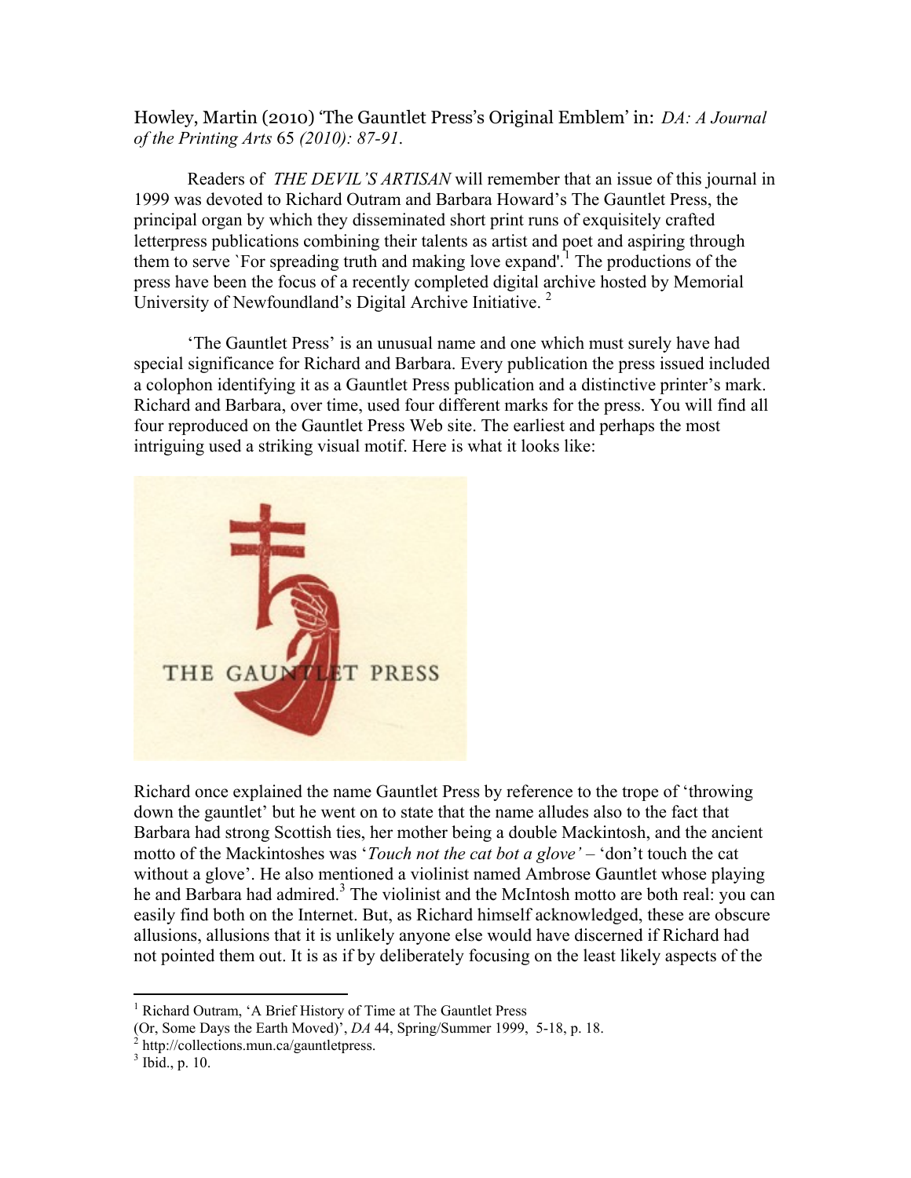Howley, Martin (2010) 'The Gauntlet Press's Original Emblem' in: *DA: A Journal of the Printing Arts* 65 *(2010): 87-91*.

Readers of *THE DEVIL'S ARTISAN* will remember that an issue of this journal in 1999 was devoted to Richard Outram and Barbara Howard's The Gauntlet Press, the principal organ by which they disseminated short print runs of exquisitely crafted letterpress publications combining their talents as artist and poet and aspiring through them to serve `For spreading truth and making love expand'.[1] The productions of the press have been the focus of a recently completed digital archive hosted by Memorial University of Newfoundland's Digital Archive Initiative. [2]

'The Gauntlet Press' is an unusual name and one which must surely have had special significance for Richard and Barbara. Every publication the press issued included a colophon identifying it as a Gauntlet Press publication and a distinctive printer's mark. Richard and Barbara, over time, used four different marks for the press. You will find all four reproduced on the Gauntlet Press Web site. The earliest and perhaps the most intriguing used a striking visual motif. Here is what it looks like:

THE GAUNTLET PRESS

Richard once explained the name Gauntlet Press by reference to the trope of 'throwing down the gauntlet' but he went on to state that the name alludes also to the fact that Barbara had strong Scottish ties, her mother being a double Mackintosh, and the ancient motto of the Mackintoshes was '*Touch not the cat bot a glove'* – 'don't touch the cat without a glove'. He also mentioned a violinist named Ambrose Gauntlet whose playing he and Barbara had admired.[3] The violinist and the McIntosh motto are both real: you can easily find both on the Internet. But, as Richard himself acknowledged, these are obscure allusions, allusions that it is unlikely anyone else would have discerned if Richard had not pointed them out. It is as if by deliberately focusing on the least likely aspects of the

---

[1] Richard Outram, 'A Brief History of Time at The Gauntlet Press (Or, Some Days the Earth Moved)', *DA* 44, Spring/Summer 1999, 5-18, p. 18.

[2] http://collections.mun.ca/gauntletpress.

[3] Ibid., p. 10.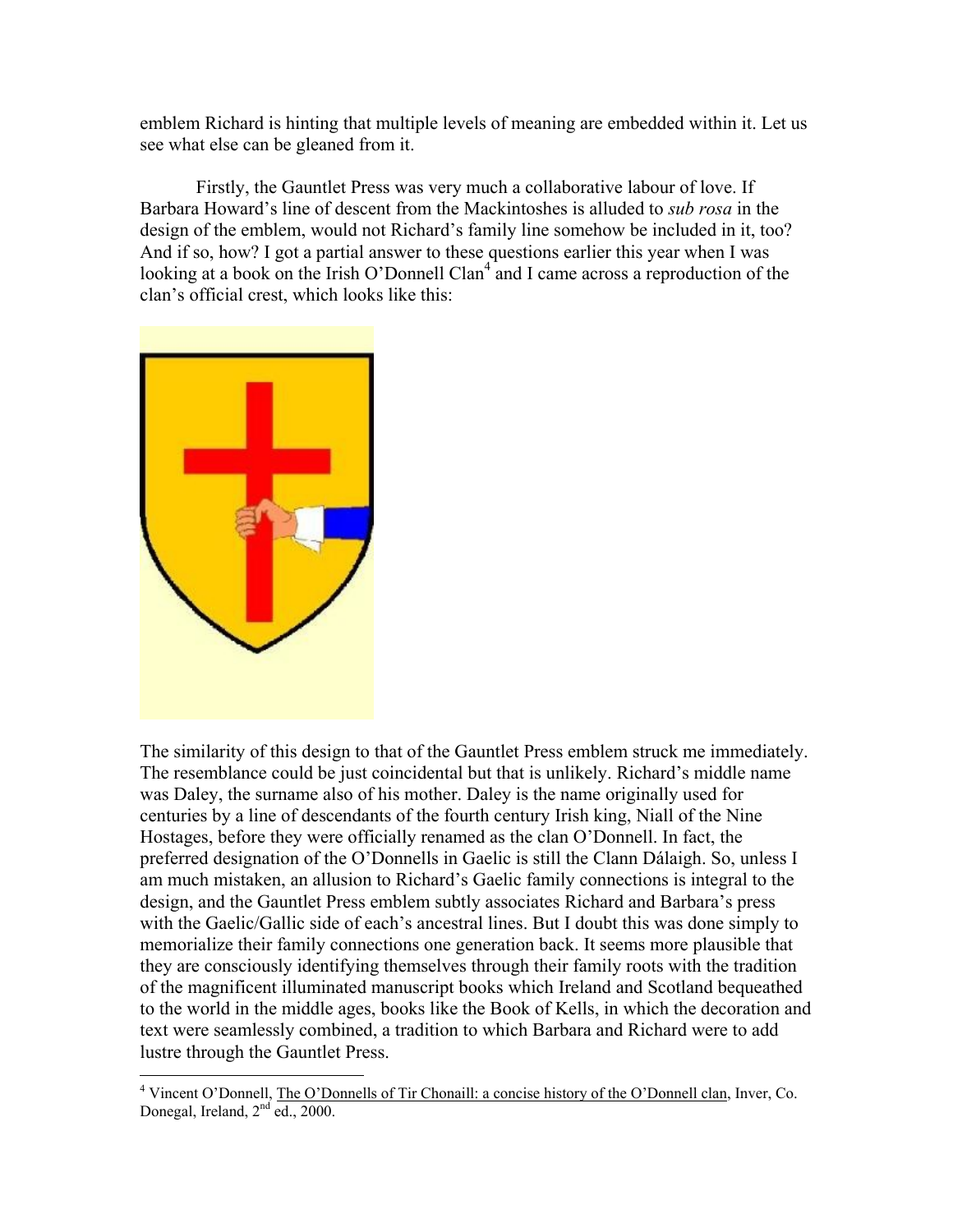emblem Richard is hinting that multiple levels of meaning are embedded within it. Let us see what else can be gleaned from it.

Firstly, the Gauntlet Press was very much a collaborative labour of love. If Barbara Howard's line of descent from the Mackintoshes is alluded to *sub rosa* in the design of the emblem, would not Richard's family line somehow be included in it, too? And if so, how? I got a partial answer to these questions earlier this year when I was looking at a book on the Irish O'Donnell Clan[4] and I came across a reproduction of the clan's official crest, which looks like this:

The similarity of this design to that of the Gauntlet Press emblem struck me immediately. The resemblance could be just coincidental but that is unlikely. Richard's middle name was Daley, the surname also of his mother. Daley is the name originally used for centuries by a line of descendants of the fourth century Irish king, Niall of the Nine Hostages, before they were officially renamed as the clan O'Donnell. In fact, the preferred designation of the O'Donnells in Gaelic is still the Clann Dálaigh. So, unless I am much mistaken, an allusion to Richard's Gaelic family connections is integral to the design, and the Gauntlet Press emblem subtly associates Richard and Barbara's press with the Gaelic/Gallic side of each's ancestral lines. But I doubt this was done simply to memorialize their family connections one generation back. It seems more plausible that they are consciously identifying themselves through their family roots with the tradition of the magnificent illuminated manuscript books which Ireland and Scotland bequeathed to the world in the middle ages, books like the Book of Kells, in which the decoration and text were seamlessly combined, a tradition to which Barbara and Richard were to add lustre through the Gauntlet Press.

---

[4] Vincent O'Donnell, The O'Donnells of Tir Chonaill: a concise history of the O'Donnell clan, Inver, Co. Donegal, Ireland, 2nd ed., 2000.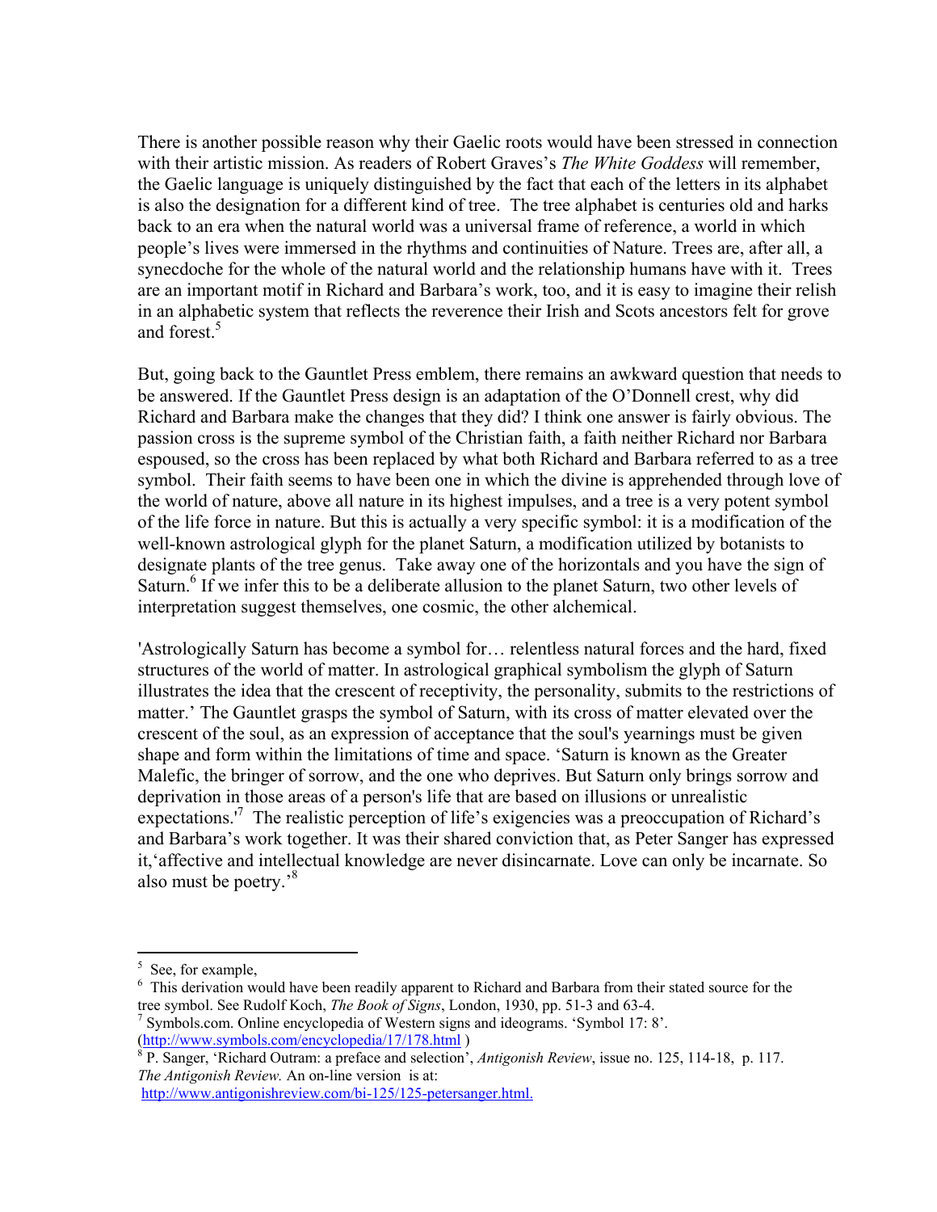There is another possible reason why their Gaelic roots would have been stressed in connection with their artistic mission. As readers of Robert Graves's *The White Goddess* will remember, the Gaelic language is uniquely distinguished by the fact that each of the letters in its alphabet is also the designation for a different kind of tree. The tree alphabet is centuries old and harks back to an era when the natural world was a universal frame of reference, a world in which people's lives were immersed in the rhythms and continuities of Nature. Trees are, after all, a synecdoche for the whole of the natural world and the relationship humans have with it. Trees are an important motif in Richard and Barbara's work, too, and it is easy to imagine their relish in an alphabetic system that reflects the reverence their Irish and Scots ancestors felt for grove and forest.[5]

But, going back to the Gauntlet Press emblem, there remains an awkward question that needs to be answered. If the Gauntlet Press design is an adaptation of the O'Donnell crest, why did Richard and Barbara make the changes that they did? I think one answer is fairly obvious. The passion cross is the supreme symbol of the Christian faith, a faith neither Richard nor Barbara espoused, so the cross has been replaced by what both Richard and Barbara referred to as a tree symbol. Their faith seems to have been one in which the divine is apprehended through love of the world of nature, above all nature in its highest impulses, and a tree is a very potent symbol of the life force in nature. But this is actually a very specific symbol: it is a modification of the well-known astrological glyph for the planet Saturn, a modification utilized by botanists to designate plants of the tree genus. Take away one of the horizontals and you have the sign of Saturn.[6] If we infer this to be a deliberate allusion to the planet Saturn, two other levels of interpretation suggest themselves, one cosmic, the other alchemical.

'Astrologically Saturn has become a symbol for… relentless natural forces and the hard, fixed structures of the world of matter. In astrological graphical symbolism the glyph of Saturn illustrates the idea that the crescent of receptivity, the personality, submits to the restrictions of matter.' The Gauntlet grasps the symbol of Saturn, with its cross of matter elevated over the crescent of the soul, as an expression of acceptance that the soul's yearnings must be given shape and form within the limitations of time and space. 'Saturn is known as the Greater Malefic, the bringer of sorrow, and the one who deprives. But Saturn only brings sorrow and deprivation in those areas of a person's life that are based on illusions or unrealistic expectations.'[7] The realistic perception of life's exigencies was a preoccupation of Richard's and Barbara's work together. It was their shared conviction that, as Peter Sanger has expressed it,'affective and intellectual knowledge are never disincarnate. Love can only be incarnate. So also must be poetry.'[8]

---

[5] See, for example,

[6] This derivation would have been readily apparent to Richard and Barbara from their stated source for the tree symbol. See Rudolf Koch, *The Book of Signs*, London, 1930, pp. 51-3 and 63-4.

[7] Symbols.com. Online encyclopedia of Western signs and ideograms. 'Symbol 17: 8'. (http://www.symbols.com/encyclopedia/17/178.html )

[8] P. Sanger, 'Richard Outram: a preface and selection', *Antigonish Review*, issue no. 125, 114-18, p. 117. *The Antigonish Review.* An on-line version is at: http://www.antigonishreview.com/bi-125/125-petersanger.html.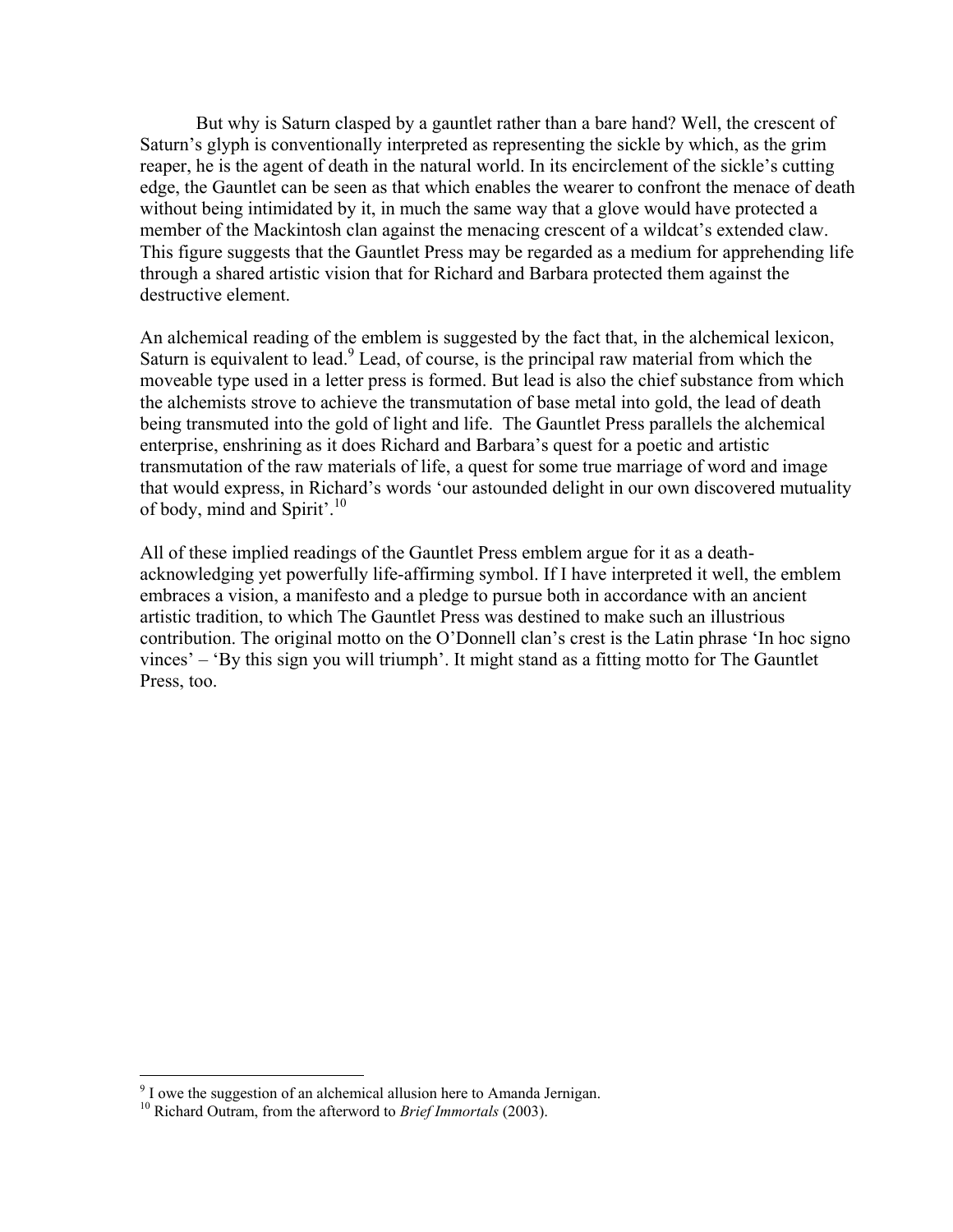But why is Saturn clasped by a gauntlet rather than a bare hand? Well, the crescent of Saturn's glyph is conventionally interpreted as representing the sickle by which, as the grim reaper, he is the agent of death in the natural world. In its encirclement of the sickle's cutting edge, the Gauntlet can be seen as that which enables the wearer to confront the menace of death without being intimidated by it, in much the same way that a glove would have protected a member of the Mackintosh clan against the menacing crescent of a wildcat's extended claw. This figure suggests that the Gauntlet Press may be regarded as a medium for apprehending life through a shared artistic vision that for Richard and Barbara protected them against the destructive element.

An alchemical reading of the emblem is suggested by the fact that, in the alchemical lexicon, Saturn is equivalent to lead.[9] Lead, of course, is the principal raw material from which the moveable type used in a letter press is formed. But lead is also the chief substance from which the alchemists strove to achieve the transmutation of base metal into gold, the lead of death being transmuted into the gold of light and life. The Gauntlet Press parallels the alchemical enterprise, enshrining as it does Richard and Barbara's quest for a poetic and artistic transmutation of the raw materials of life, a quest for some true marriage of word and image that would express, in Richard's words 'our astounded delight in our own discovered mutuality of body, mind and Spirit'.[10]

All of these implied readings of the Gauntlet Press emblem argue for it as a death-acknowledging yet powerfully life-affirming symbol. If I have interpreted it well, the emblem embraces a vision, a manifesto and a pledge to pursue both in accordance with an ancient artistic tradition, to which The Gauntlet Press was destined to make such an illustrious contribution. The original motto on the O'Donnell clan's crest is the Latin phrase 'In hoc signo vinces' – 'By this sign you will triumph'. It might stand as a fitting motto for The Gauntlet Press, too.

---

[9] I owe the suggestion of an alchemical allusion here to Amanda Jernigan.

[10] Richard Outram, from the afterword to *Brief Immortals* (2003).